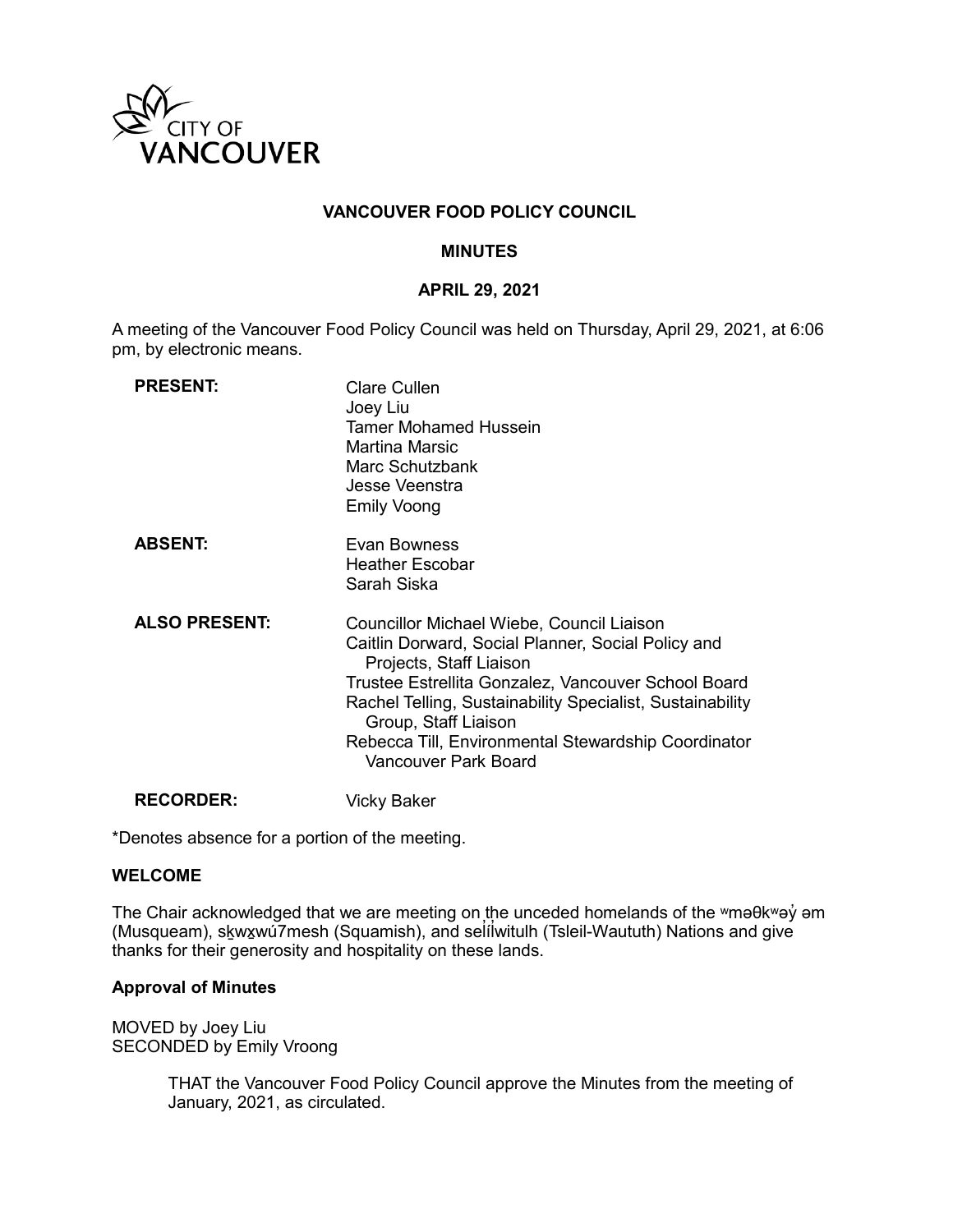CITY OF VANCOUVER

# VANCOUVER FOOD POLICY COUNCIL

## MINUTES

## APRIL 29, 2021

A meeting of the Vancouver Food Policy Council was held on Thursday, April 29, 2021, at 6:06 pm, by electronic means.

**PRESENT:**
- Clare Cullen
- Joey Liu
- Tamer Mohamed Hussein
- Martina Marsic
- Marc Schutzbank
- Jesse Veenstra
- Emily Voong

**ABSENT:**
- Evan Bowness
- Heather Escobar
- Sarah Siska

**ALSO PRESENT:**
- Councillor Michael Wiebe, Council Liaison
- Caitlin Dorward, Social Planner, Social Policy and Projects, Staff Liaison
- Trustee Estrellita Gonzalez, Vancouver School Board
- Rachel Telling, Sustainability Specialist, Sustainability Group, Staff Liaison
- Rebecca Till, Environmental Stewardship Coordinator Vancouver Park Board

**RECORDER:** Vicky Baker

*Denotes absence for a portion of the meeting.

### WELCOME

The Chair acknowledged that we are meeting on the unceded homelands of the ʷməθkʷəy̓ əm (Musqueam), sḵwx̱wú7mesh (Squamish), and səl̓ílwitulh (Tsleil-Waututh) Nations and give thanks for their generosity and hospitality on these lands.

### Approval of Minutes

MOVED by Joey Liu
SECONDED by Emily Vroong

> THAT the Vancouver Food Policy Council approve the Minutes from the meeting of January, 2021, as circulated.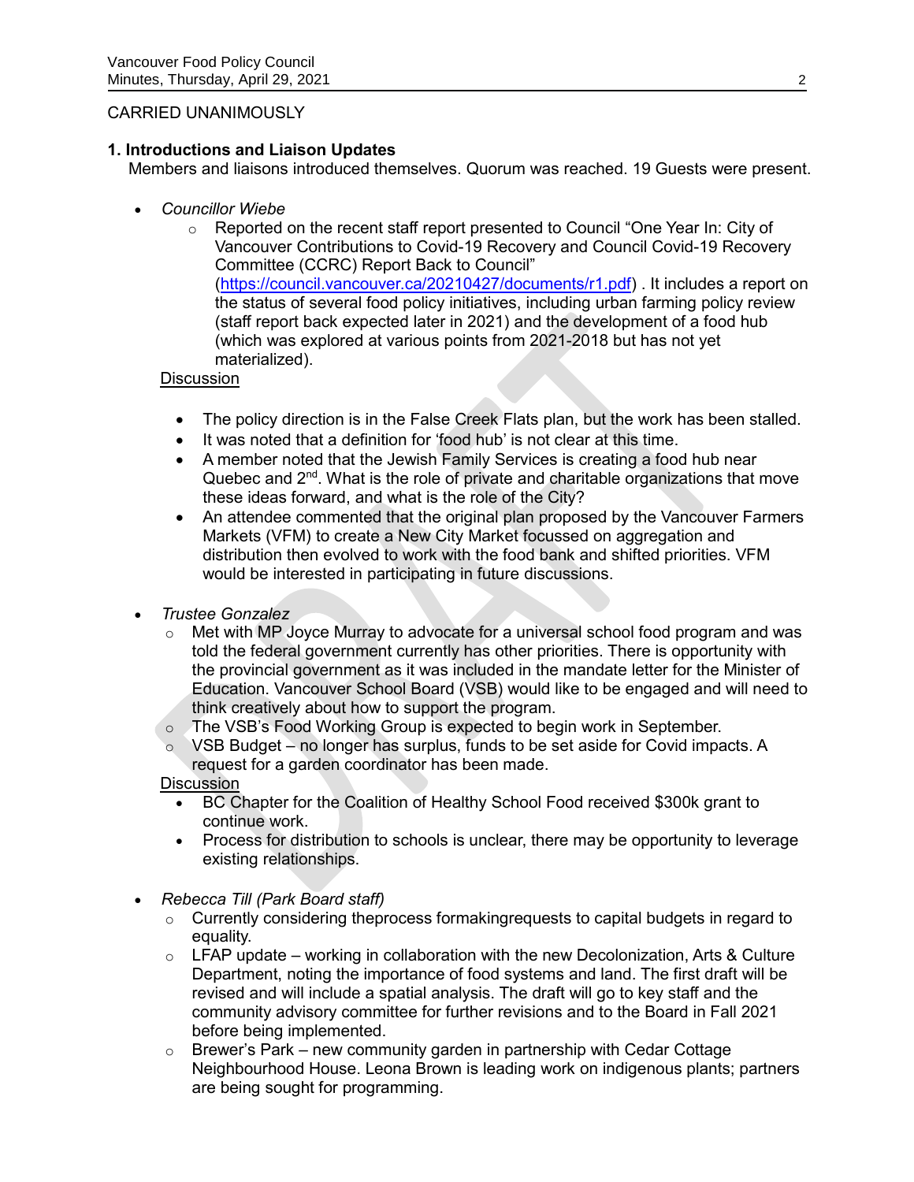CARRIED UNANIMOUSLY

**1. Introductions and Liaison Updates**

Members and liaisons introduced themselves. Quorum was reached. 19 Guests were present.

- *Councillor Wiebe*
  - Reported on the recent staff report presented to Council “One Year In: City of Vancouver Contributions to Covid-19 Recovery and Council Covid-19 Recovery Committee (CCRC) Report Back to Council” (https://council.vancouver.ca/20210427/documents/r1.pdf) . It includes a report on the status of several food policy initiatives, including urban farming policy review (staff report back expected later in 2021) and the development of a food hub (which was explored at various points from 2021-2018 but has not yet materialized).

  Discussion

  - The policy direction is in the False Creek Flats plan, but the work has been stalled.
  - It was noted that a definition for ‘food hub’ is not clear at this time.
  - A member noted that the Jewish Family Services is creating a food hub near Quebec and 2nd. What is the role of private and charitable organizations that move these ideas forward, and what is the role of the City?
  - An attendee commented that the original plan proposed by the Vancouver Farmers Markets (VFM) to create a New City Market focussed on aggregation and distribution then evolved to work with the food bank and shifted priorities. VFM would be interested in participating in future discussions.

- *Trustee Gonzalez*
  - Met with MP Joyce Murray to advocate for a universal school food program and was told the federal government currently has other priorities. There is opportunity with the provincial government as it was included in the mandate letter for the Minister of Education. Vancouver School Board (VSB) would like to be engaged and will need to think creatively about how to support the program.
  - The VSB’s Food Working Group is expected to begin work in September.
  - VSB Budget – no longer has surplus, funds to be set aside for Covid impacts. A request for a garden coordinator has been made.

  Discussion

  - BC Chapter for the Coalition of Healthy School Food received $300k grant to continue work.
  - Process for distribution to schools is unclear, there may be opportunity to leverage existing relationships.

- *Rebecca Till (Park Board staff)*
  - Currently considering theprocess formakingrequests to capital budgets in regard to equality.
  - LFAP update – working in collaboration with the new Decolonization, Arts & Culture Department, noting the importance of food systems and land. The first draft will be revised and will include a spatial analysis. The draft will go to key staff and the community advisory committee for further revisions and to the Board in Fall 2021 before being implemented.
  - Brewer’s Park – new community garden in partnership with Cedar Cottage Neighbourhood House. Leona Brown is leading work on indigenous plants; partners are being sought for programming.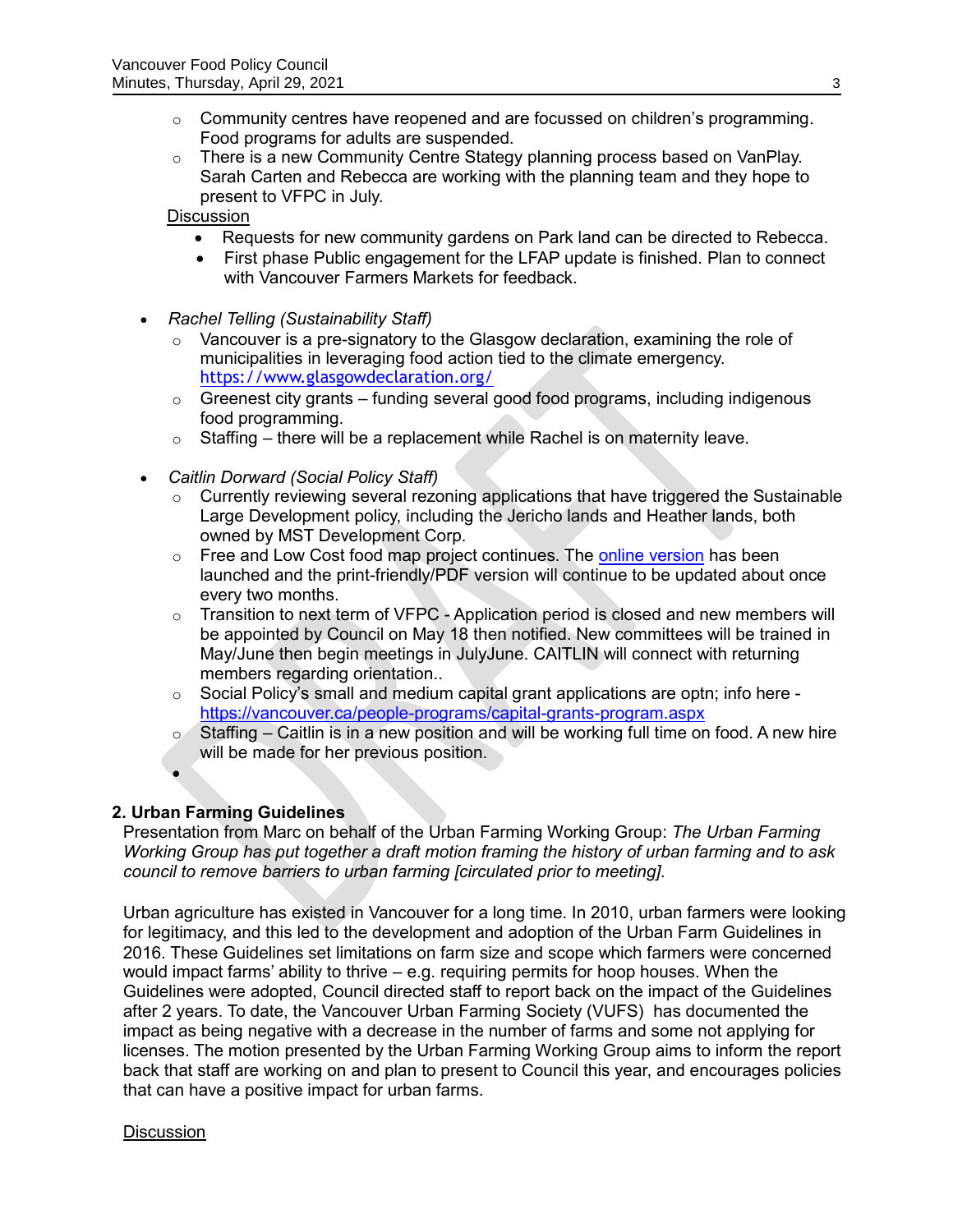- Community centres have reopened and are focussed on children's programming. Food programs for adults are suspended.
- There is a new Community Centre Stategy planning process based on VanPlay. Sarah Carten and Rebecca are working with the planning team and they hope to present to VFPC in July.

Discussion

- Requests for new community gardens on Park land can be directed to Rebecca.
- First phase Public engagement for the LFAP update is finished. Plan to connect with Vancouver Farmers Markets for feedback.

- *Rachel Telling (Sustainability Staff)*
  - Vancouver is a pre-signatory to the Glasgow declaration, examining the role of municipalities in leveraging food action tied to the climate emergency. https://www.glasgowdeclaration.org/
  - Greenest city grants – funding several good food programs, including indigenous food programming.
  - Staffing – there will be a replacement while Rachel is on maternity leave.

- *Caitlin Dorward (Social Policy Staff)*
  - Currently reviewing several rezoning applications that have triggered the Sustainable Large Development policy, including the Jericho lands and Heather lands, both owned by MST Development Corp.
  - Free and Low Cost food map project continues. The online version has been launched and the print-friendly/PDF version will continue to be updated about once every two months.
  - Transition to next term of VFPC - Application period is closed and new members will be appointed by Council on May 18 then notified. New committees will be trained in May/June then begin meetings in JulyJune. CAITLIN will connect with returning members regarding orientation..
  - Social Policy's small and medium capital grant applications are optn; info here - https://vancouver.ca/people-programs/capital-grants-program.aspx
  - Staffing – Caitlin is in a new position and will be working full time on food. A new hire will be made for her previous position.

**2. Urban Farming Guidelines**

Presentation from Marc on behalf of the Urban Farming Working Group: *The Urban Farming Working Group has put together a draft motion framing the history of urban farming and to ask council to remove barriers to urban farming [circulated prior to meeting].*

Urban agriculture has existed in Vancouver for a long time. In 2010, urban farmers were looking for legitimacy, and this led to the development and adoption of the Urban Farm Guidelines in 2016. These Guidelines set limitations on farm size and scope which farmers were concerned would impact farms' ability to thrive – e.g. requiring permits for hoop houses. When the Guidelines were adopted, Council directed staff to report back on the impact of the Guidelines after 2 years. To date, the Vancouver Urban Farming Society (VUFS) has documented the impact as being negative with a decrease in the number of farms and some not applying for licenses. The motion presented by the Urban Farming Working Group aims to inform the report back that staff are working on and plan to present to Council this year, and encourages policies that can have a positive impact for urban farms.

Discussion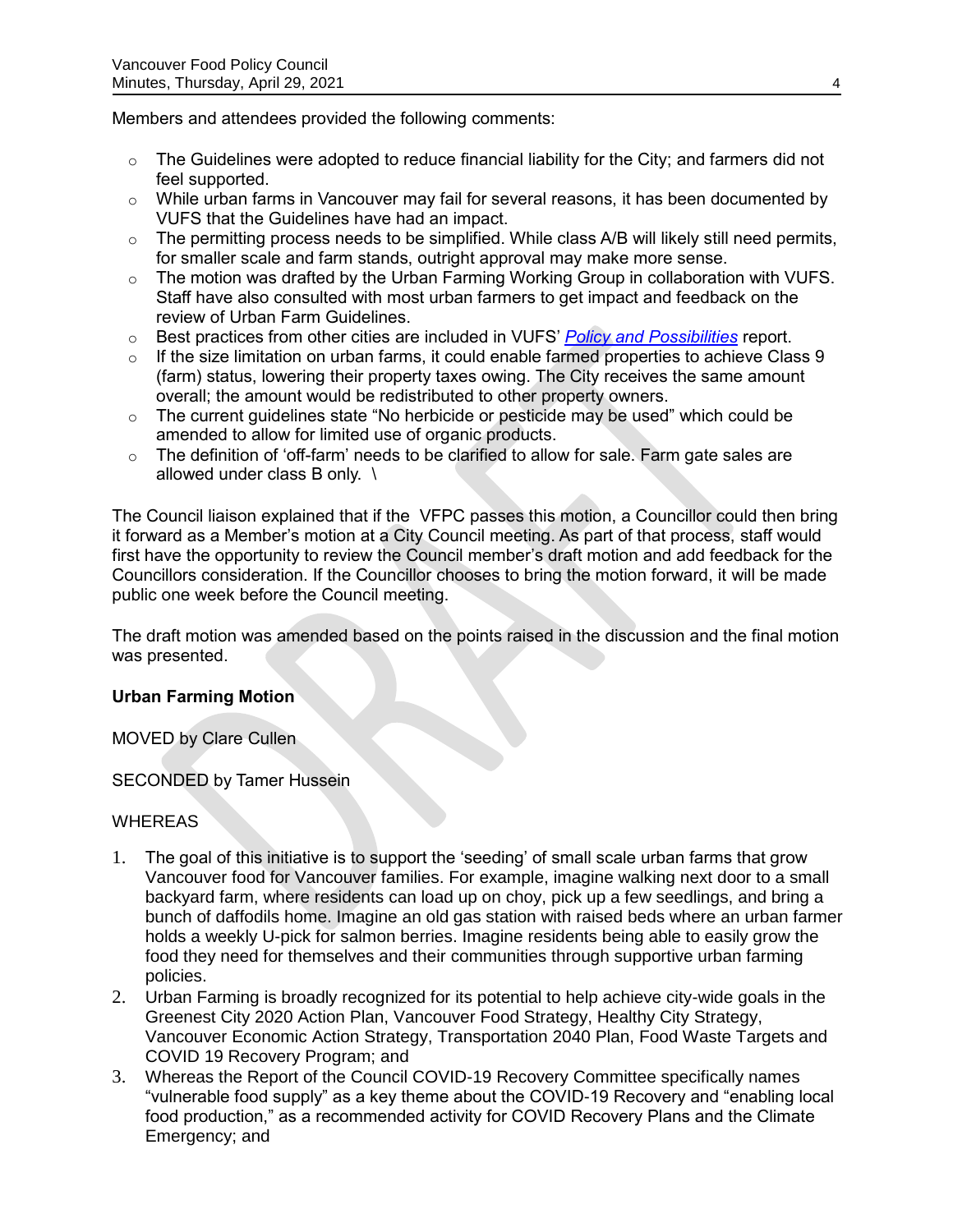Members and attendees provided the following comments:

- The Guidelines were adopted to reduce financial liability for the City; and farmers did not feel supported.
- While urban farms in Vancouver may fail for several reasons, it has been documented by VUFS that the Guidelines have had an impact.
- The permitting process needs to be simplified. While class A/B will likely still need permits, for smaller scale and farm stands, outright approval may make more sense.
- The motion was drafted by the Urban Farming Working Group in collaboration with VUFS. Staff have also consulted with most urban farmers to get impact and feedback on the review of Urban Farm Guidelines.
- Best practices from other cities are included in VUFS' *Policy and Possibilities* report.
- If the size limitation on urban farms, it could enable farmed properties to achieve Class 9 (farm) status, lowering their property taxes owing. The City receives the same amount overall; the amount would be redistributed to other property owners.
- The current guidelines state "No herbicide or pesticide may be used" which could be amended to allow for limited use of organic products.
- The definition of 'off-farm' needs to be clarified to allow for sale. Farm gate sales are allowed under class B only. \

The Council liaison explained that if the VFPC passes this motion, a Councillor could then bring it forward as a Member's motion at a City Council meeting. As part of that process, staff would first have the opportunity to review the Council member's draft motion and add feedback for the Councillors consideration. If the Councillor chooses to bring the motion forward, it will be made public one week before the Council meeting.

The draft motion was amended based on the points raised in the discussion and the final motion was presented.

**Urban Farming Motion**

MOVED by Clare Cullen

SECONDED by Tamer Hussein

WHEREAS

1. The goal of this initiative is to support the 'seeding' of small scale urban farms that grow Vancouver food for Vancouver families. For example, imagine walking next door to a small backyard farm, where residents can load up on choy, pick up a few seedlings, and bring a bunch of daffodils home. Imagine an old gas station with raised beds where an urban farmer holds a weekly U-pick for salmon berries. Imagine residents being able to easily grow the food they need for themselves and their communities through supportive urban farming policies.
2. Urban Farming is broadly recognized for its potential to help achieve city-wide goals in the Greenest City 2020 Action Plan, Vancouver Food Strategy, Healthy City Strategy, Vancouver Economic Action Strategy, Transportation 2040 Plan, Food Waste Targets and COVID 19 Recovery Program; and
3. Whereas the Report of the Council COVID-19 Recovery Committee specifically names "vulnerable food supply" as a key theme about the COVID-19 Recovery and "enabling local food production," as a recommended activity for COVID Recovery Plans and the Climate Emergency; and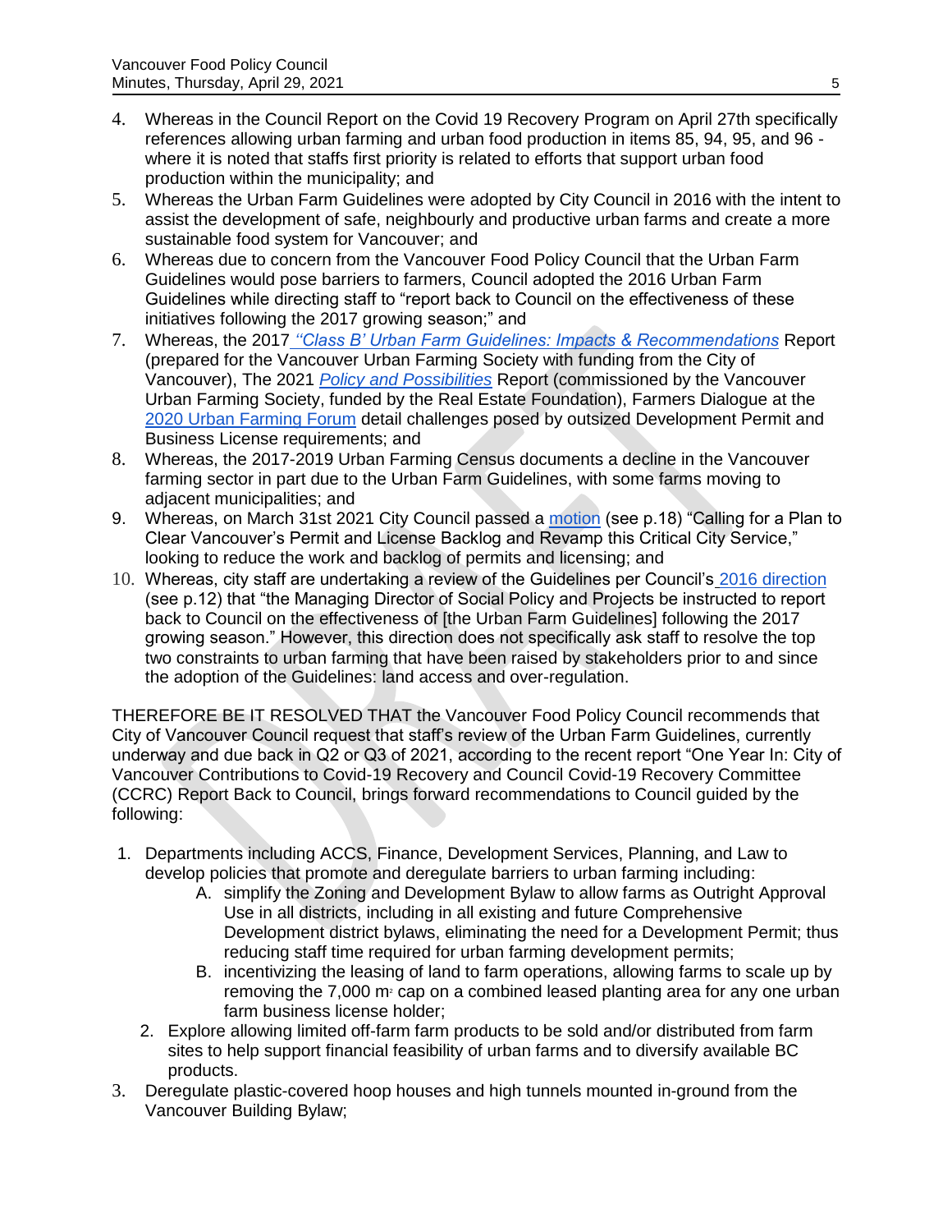4. Whereas in the Council Report on the Covid 19 Recovery Program on April 27th specifically references allowing urban farming and urban food production in items 85, 94, 95, and 96 - where it is noted that staffs first priority is related to efforts that support urban food production within the municipality; and
5. Whereas the Urban Farm Guidelines were adopted by City Council in 2016 with the intent to assist the development of safe, neighbourly and productive urban farms and create a more sustainable food system for Vancouver; and
6. Whereas due to concern from the Vancouver Food Policy Council that the Urban Farm Guidelines would pose barriers to farmers, Council adopted the 2016 Urban Farm Guidelines while directing staff to "report back to Council on the effectiveness of these initiatives following the 2017 growing season;" and
7. Whereas, the 2017 *"Class B' Urban Farm Guidelines: Impacts & Recommendations* Report (prepared for the Vancouver Urban Farming Society with funding from the City of Vancouver), The 2021 *Policy and Possibilities* Report (commissioned by the Vancouver Urban Farming Society, funded by the Real Estate Foundation), Farmers Dialogue at the 2020 Urban Farming Forum detail challenges posed by outsized Development Permit and Business License requirements; and
8. Whereas, the 2017-2019 Urban Farming Census documents a decline in the Vancouver farming sector in part due to the Urban Farm Guidelines, with some farms moving to adjacent municipalities; and
9. Whereas, on March 31st 2021 City Council passed a motion (see p.18) "Calling for a Plan to Clear Vancouver's Permit and License Backlog and Revamp this Critical City Service," looking to reduce the work and backlog of permits and licensing; and
10. Whereas, city staff are undertaking a review of the Guidelines per Council's 2016 direction (see p.12) that "the Managing Director of Social Policy and Projects be instructed to report back to Council on the effectiveness of [the Urban Farm Guidelines] following the 2017 growing season." However, this direction does not specifically ask staff to resolve the top two constraints to urban farming that have been raised by stakeholders prior to and since the adoption of the Guidelines: land access and over-regulation.

THEREFORE BE IT RESOLVED THAT the Vancouver Food Policy Council recommends that City of Vancouver Council request that staff's review of the Urban Farm Guidelines, currently underway and due back in Q2 or Q3 of 2021, according to the recent report "One Year In: City of Vancouver Contributions to Covid-19 Recovery and Council Covid-19 Recovery Committee (CCRC) Report Back to Council, brings forward recommendations to Council guided by the following:

1. Departments including ACCS, Finance, Development Services, Planning, and Law to develop policies that promote and deregulate barriers to urban farming including:
   A. simplify the Zoning and Development Bylaw to allow farms as Outright Approval Use in all districts, including in all existing and future Comprehensive Development district bylaws, eliminating the need for a Development Permit; thus reducing staff time required for urban farming development permits;
   B. incentivizing the leasing of land to farm operations, allowing farms to scale up by removing the 7,000 $m^2$ cap on a combined leased planting area for any one urban farm business license holder;
2. Explore allowing limited off-farm farm products to be sold and/or distributed from farm sites to help support financial feasibility of urban farms and to diversify available BC products.
3. Deregulate plastic-covered hoop houses and high tunnels mounted in-ground from the Vancouver Building Bylaw;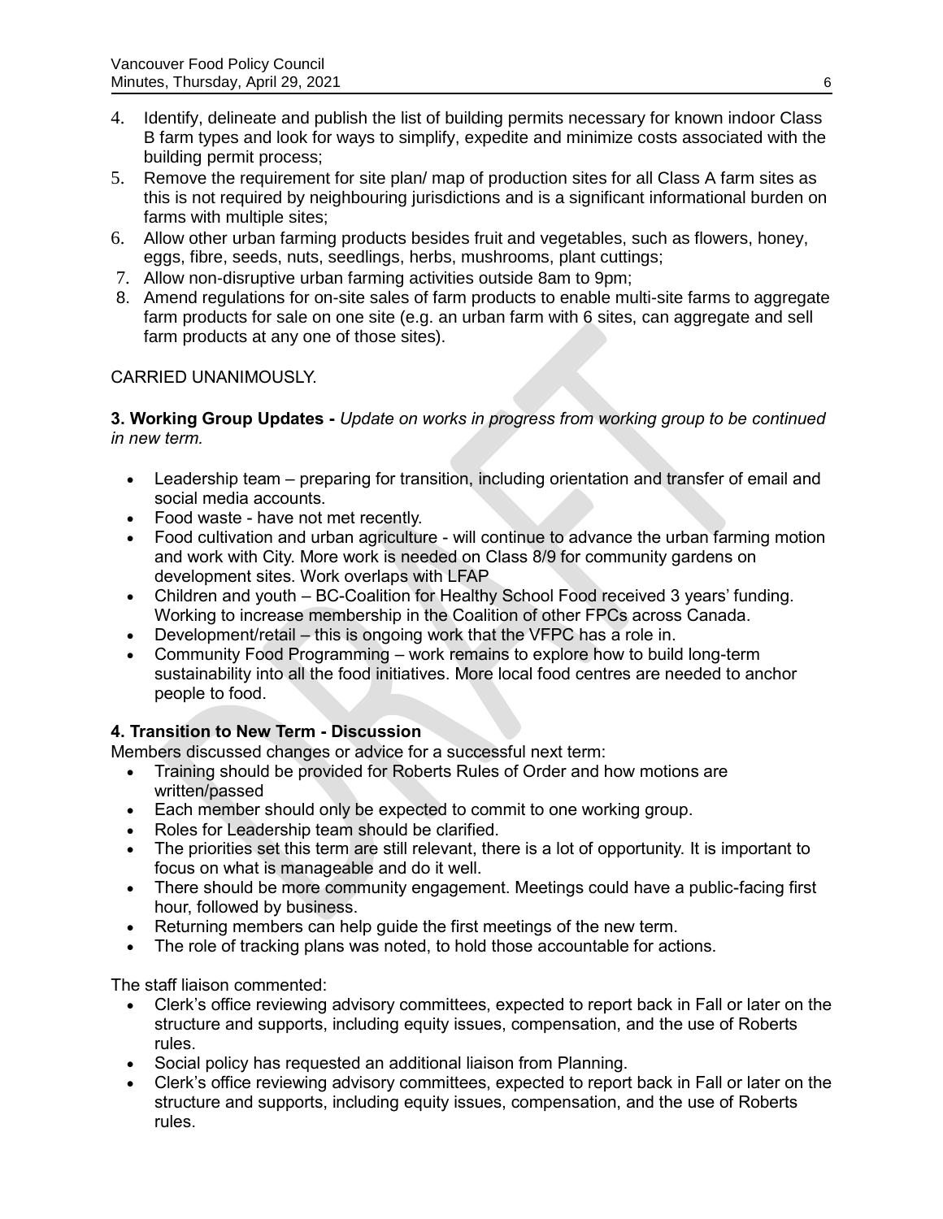4. Identify, delineate and publish the list of building permits necessary for known indoor Class B farm types and look for ways to simplify, expedite and minimize costs associated with the building permit process;
5. Remove the requirement for site plan/ map of production sites for all Class A farm sites as this is not required by neighbouring jurisdictions and is a significant informational burden on farms with multiple sites;
6. Allow other urban farming products besides fruit and vegetables, such as flowers, honey, eggs, fibre, seeds, nuts, seedlings, herbs, mushrooms, plant cuttings;
7. Allow non-disruptive urban farming activities outside 8am to 9pm;
8. Amend regulations for on-site sales of farm products to enable multi-site farms to aggregate farm products for sale on one site (e.g. an urban farm with 6 sites, can aggregate and sell farm products at any one of those sites).

CARRIED UNANIMOUSLY.

**3. Working Group Updates -** *Update on works in progress from working group to be continued in new term.*

- Leadership team – preparing for transition, including orientation and transfer of email and social media accounts.
- Food waste - have not met recently.
- Food cultivation and urban agriculture - will continue to advance the urban farming motion and work with City. More work is needed on Class 8/9 for community gardens on development sites. Work overlaps with LFAP
- Children and youth – BC-Coalition for Healthy School Food received 3 years' funding. Working to increase membership in the Coalition of other FPCs across Canada.
- Development/retail – this is ongoing work that the VFPC has a role in.
- Community Food Programming – work remains to explore how to build long-term sustainability into all the food initiatives. More local food centres are needed to anchor people to food.

**4. Transition to New Term - Discussion**

Members discussed changes or advice for a successful next term:

- Training should be provided for Roberts Rules of Order and how motions are written/passed
- Each member should only be expected to commit to one working group.
- Roles for Leadership team should be clarified.
- The priorities set this term are still relevant, there is a lot of opportunity. It is important to focus on what is manageable and do it well.
- There should be more community engagement. Meetings could have a public-facing first hour, followed by business.
- Returning members can help guide the first meetings of the new term.
- The role of tracking plans was noted, to hold those accountable for actions.

The staff liaison commented:

- Clerk's office reviewing advisory committees, expected to report back in Fall or later on the structure and supports, including equity issues, compensation, and the use of Roberts rules.
- Social policy has requested an additional liaison from Planning.
- Clerk's office reviewing advisory committees, expected to report back in Fall or later on the structure and supports, including equity issues, compensation, and the use of Roberts rules.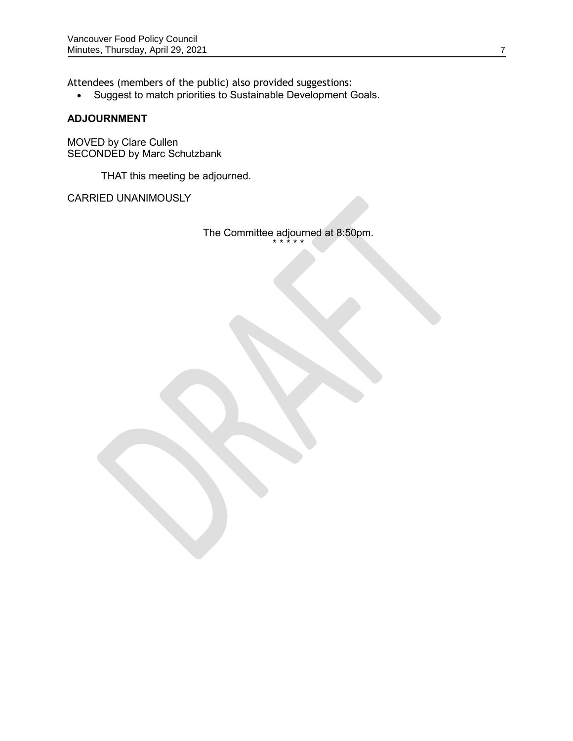Attendees (members of the public) also provided suggestions:

- Suggest to match priorities to Sustainable Development Goals.

## ADJOURNMENT

MOVED by Clare Cullen
SECONDED by Marc Schutzbank

THAT this meeting be adjourned.

CARRIED UNANIMOUSLY

The Committee adjourned at 8:50pm.

* * * * *